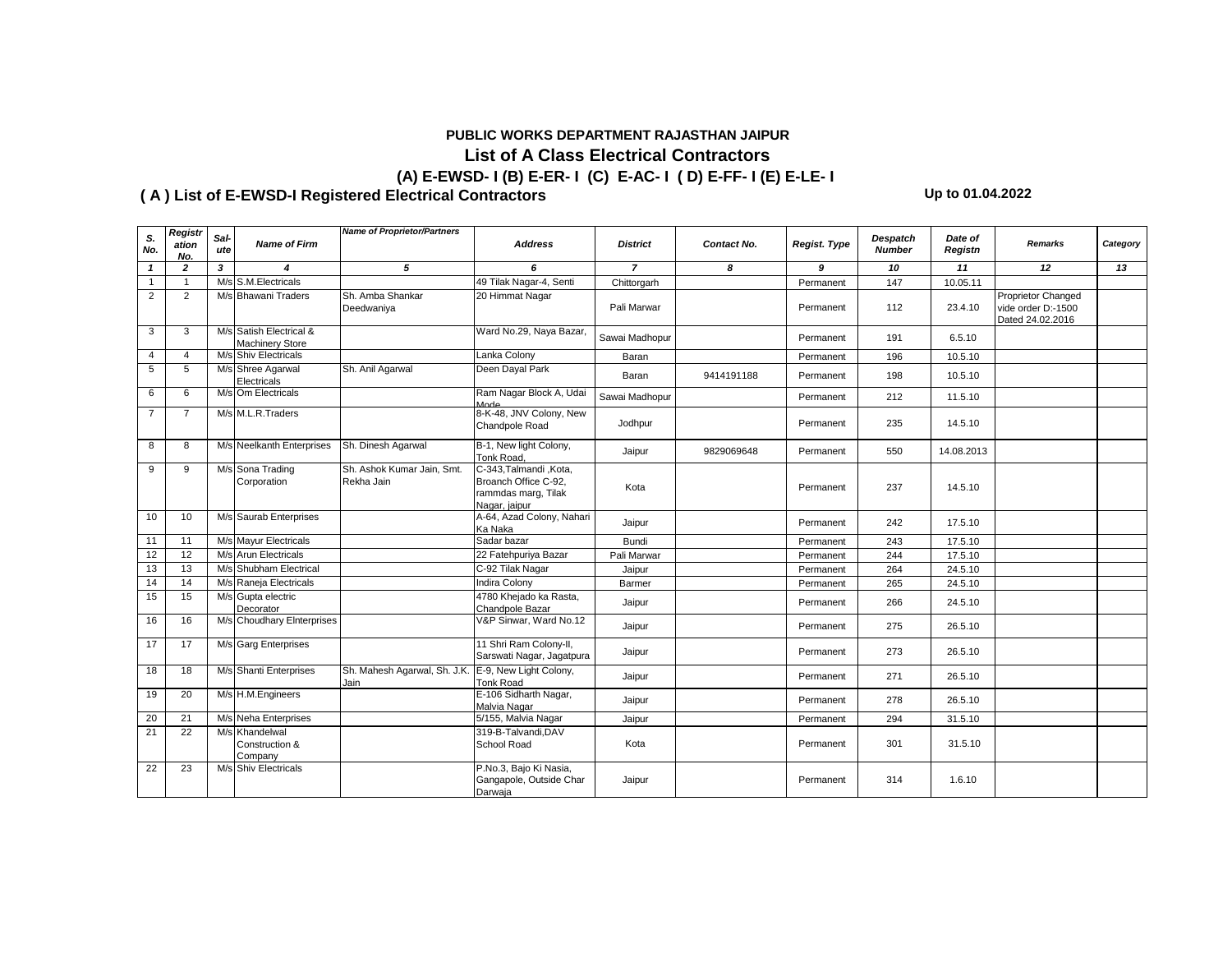## PUBLIC WORKS DEPARTMENT RAJASTHAN JAIPUR

## List of A Class Electrical Contractors

### (A) E-EWSD- I (B) E-ER- I (C) E-AC- I ( D) E-FF- I (E) E-LE- I

### ( A ) List of E-EWSD-I Registered Electrical Contractors

**Up to 01.04.2022**

| *S. No.* | *Registration No.* | *Sal-ute* | *Name of Firm* | *Name of Proprietor/Partners* | *Address* | *District* | *Contact No.* | *Regist. Type* | *Despatch Number* | *Date of Registn* | *Remarks* | *Category* |
|---|---|---|---|---|---|---|---|---|---|---|---|---|
| *1* | *2* | *3* | *4* | *5* | *6* | *7* | *8* | *9* | *10* | *11* | *12* | *13* |
| 1 | 1 | M/s | S.M.Electricals | | 49 Tilak Nagar-4, Senti | Chittorgarh | | Permanent | 147 | 10.05.11 | | |
| 2 | 2 | M/s | Bhawani Traders | Sh. Amba Shankar Deedwaniya | 20 Himmat Nagar | Pali Marwar | | Permanent | 112 | 23.4.10 | Proprietor Changed vide order D:-1500 Dated 24.02.2016 | |
| 3 | 3 | M/s | Satish Electrical & Machinery Store | | Ward No.29, Naya Bazar, | Sawai Madhopur | | Permanent | 191 | 6.5.10 | | |
| 4 | 4 | M/s | Shiv Electricals | | Lanka Colony | Baran | | Permanent | 196 | 10.5.10 | | |
| 5 | 5 | M/s | Shree Agarwal Electricals | Sh. Anil Agarwal | Deen Dayal Park | Baran | 9414191188 | Permanent | 198 | 10.5.10 | | |
| 6 | 6 | M/s | Om Electricals | | Ram Nagar Block A, Udai Mode | Sawai Madhopur | | Permanent | 212 | 11.5.10 | | |
| 7 | 7 | M/s | M.L.R.Traders | | 8-K-48, JNV Colony, New Chandpole Road | Jodhpur | | Permanent | 235 | 14.5.10 | | |
| 8 | 8 | M/s | Neelkanth Enterprises | Sh. Dinesh Agarwal | B-1, New light Colony, Tonk Road, | Jaipur | 9829069648 | Permanent | 550 | 14.08.2013 | | |
| 9 | 9 | M/s | Sona Trading Corporation | Sh. Ashok Kumar Jain, Smt. Rekha Jain | C-343,Talmandi ,Kota, Broanch Office C-92, rammdas marg, Tilak Nagar, jaipur | Kota | | Permanent | 237 | 14.5.10 | | |
| 10 | 10 | M/s | Saurab Enterprises | | A-64, Azad Colony, Nahari Ka Naka | Jaipur | | Permanent | 242 | 17.5.10 | | |
| 11 | 11 | M/s | Mayur Electricals | | Sadar bazar | Bundi | | Permanent | 243 | 17.5.10 | | |
| 12 | 12 | M/s | Arun Electricals | | 22 Fatehpuriya Bazar | Pali Marwar | | Permanent | 244 | 17.5.10 | | |
| 13 | 13 | M/s | Shubham Electrical | | C-92 Tilak Nagar | Jaipur | | Permanent | 264 | 24.5.10 | | |
| 14 | 14 | M/s | Raneja Electricals | | Indira Colony | Barmer | | Permanent | 265 | 24.5.10 | | |
| 15 | 15 | M/s | Gupta electric Decorator | | 4780 Khejado ka Rasta, Chandpole Bazar | Jaipur | | Permanent | 266 | 24.5.10 | | |
| 16 | 16 | M/s | Choudhary Elnterprises | | V&P Sinwar, Ward No.12 | Jaipur | | Permanent | 275 | 26.5.10 | | |
| 17 | 17 | M/s | Garg Enterprises | | 11 Shri Ram Colony-II, Sarswati Nagar, Jagatpura | Jaipur | | Permanent | 273 | 26.5.10 | | |
| 18 | 18 | M/s | Shanti Enterprises | Sh. Mahesh Agarwal, Sh. J.K. Jain | E-9, New Light Colony, Tonk Road | Jaipur | | Permanent | 271 | 26.5.10 | | |
| 19 | 20 | M/s | H.M.Engineers | | E-106 Sidharth Nagar, Malvia Nagar | Jaipur | | Permanent | 278 | 26.5.10 | | |
| 20 | 21 | M/s | Neha Enterprises | | 5/155, Malvia Nagar | Jaipur | | Permanent | 294 | 31.5.10 | | |
| 21 | 22 | M/s | Khandelwal Construction & Company | | 319-B-Talvandi,DAV School Road | Kota | | Permanent | 301 | 31.5.10 | | |
| 22 | 23 | M/s | Shiv Electricals | | P.No.3, Bajo Ki Nasia, Gangapole, Outside Char Darwaja | Jaipur | | Permanent | 314 | 1.6.10 | | |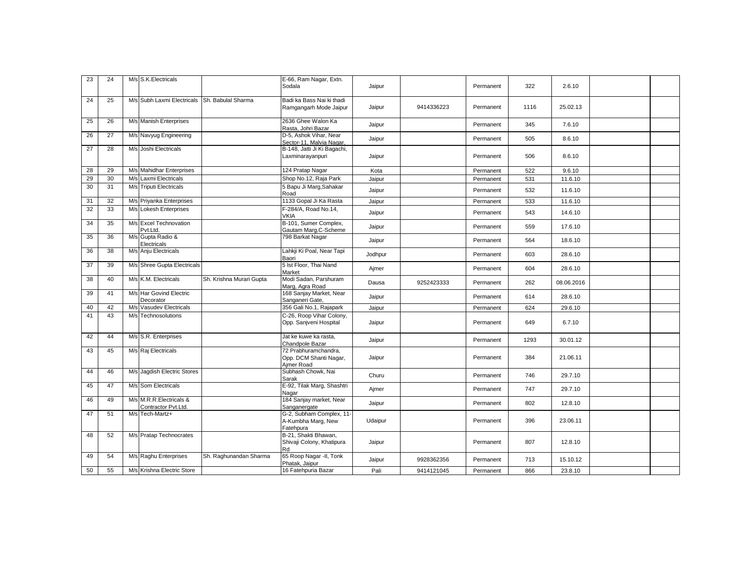| 23 | 24 | M/s | S.K.Electricals | | E-66, Ram Nagar, Extn. Sodala | Jaipur | | Permanent | 322 | 2.6.10 | | |
|---|---|---|---|---|---|---|---|---|---|---|---|---|
| 24 | 25 | M/s | Subh Laxmi Electricals | Sh. Babulal Sharma | Badi ka Bass Nai ki thadi Ramgangarh Mode Jaipur | Jaipur | 9414336223 | Permanent | 1116 | 25.02.13 | | |
| 25 | 26 | M/s | Manish Enterprises | | 2636 Ghee Walon Ka Rasta, Johri Bazar | Jaipur | | Permanent | 345 | 7.6.10 | | |
| 26 | 27 | M/s | Navyug Engineering | | D-5, Ashok Vihar, Near Sector-11, Malvia Nagar, | Jaipur | | Permanent | 505 | 8.6.10 | | |
| 27 | 28 | M/s | Joshi Electricals | | B-148, Jatti Ji Ki Bagachi, Laxminarayanpuri | Jaipur | | Permanent | 506 | 8.6.10 | | |
| 28 | 29 | M/s | Mahidhar Enterprises | | 124 Pratap Nagar | Kota | | Permanent | 522 | 9.6.10 | | |
| 29 | 30 | M/s | Laxmi Electricals | | Shop No.12, Raja Park | Jaipur | | Permanent | 531 | 11.6.10 | | |
| 30 | 31 | M/s | Triputi Electricals | | 5 Bapu Ji Marg,Sahakar Road | Jaipur | | Permanent | 532 | 11.6.10 | | |
| 31 | 32 | M/s | Priyanka Enterprises | | 1133 Gopal Ji Ka Rasta | Jaipur | | Permanent | 533 | 11.6.10 | | |
| 32 | 33 | M/s | Lokesh Enterprises | | F-284/A, Road No.14, VKIA | Jaipur | | Permanent | 543 | 14.6.10 | | |
| 34 | 35 | M/s | Excel Technovation Pvt.Ltd. | | B-101, Sumer Complex, Gautam Marg,C-Scheme | Jaipur | | Permanent | 559 | 17.6.10 | | |
| 35 | 36 | M/s | Gupta Radio & Electricals | | 798 Barkat Nagar | Jaipur | | Permanent | 564 | 18.6.10 | | |
| 36 | 38 | M/s | Anju Electricals | | Lahkji Ki Poal, Near Tapi Baori | Jodhpur | | Permanent | 603 | 28.6.10 | | |
| 37 | 39 | M/s | Shree Gupta Electricals | | 5 Ist Floor, Thai Nand Market | Ajmer | | Permanent | 604 | 28.6.10 | | |
| 38 | 40 | M/s | K.M. Electricals | Sh. Krishna Murari Gupta | Modi Sadan, Parshuram Marg, Agra Road | Dausa | 9252423333 | Permanent | 262 | 08.06.2016 | | |
| 39 | 41 | M/s | Har Govind Electric Decorator | | 168 Sanjay Market, Near Sanganeri Gate, | Jaipur | | Permanent | 614 | 28.6.10 | | |
| 40 | 42 | M/s | Vasudev Electricals | | 356 Gali No.1, Rajapark | Jaipur | | Permanent | 624 | 29.6.10 | | |
| 41 | 43 | M/s | Technosolutions | | C-26, Roop Vihar Colony, Opp. Sanjveni Hospital | Jaipur | | Permanent | 649 | 6.7.10 | | |
| 42 | 44 | M/s | S.R. Enterprises | | Jat ke kuwe ka rasta, Chandpole Bazar | Jaipur | | Permanent | 1293 | 30.01.12 | | |
| 43 | 45 | M/s | Raj Electricals | | 72 Prabhuramchandra, Opp. DCM Shanti Nagar, Ajmer Road | Jaipur | | Permanent | 384 | 21.06.11 | | |
| 44 | 46 | M/s | Jagdish Electric Stores | | Subhash Chowk, Nai Sarak | Churu | | Permanent | 746 | 29.7.10 | | |
| 45 | 47 | M/s | Som Electricals | | E-92, Tilak Marg, Shashtri Nagar | Ajmer | | Permanent | 747 | 29.7.10 | | |
| 46 | 49 | M/s | M.R.R.Electricals & Contractor Pvt.Ltd. | | 184 Sanjay market, Near Sanganergate | Jaipur | | Permanent | 802 | 12.8.10 | | |
| 47 | 51 | M/s | Tech-Martz+ | | G-2, Subham Complex, 11-A-Kumbha Marg, New Fatehpura | Udaipur | | Permanent | 396 | 23.06.11 | | |
| 48 | 52 | M/s | Pratap Technocrates | | B-21, Shakti Bhawan, Shivaji Colony, Khatipura Rd | Jaipur | | Permanent | 807 | 12.8.10 | | |
| 49 | 54 | M/s | Raghu Enterprises | Sh. Raghunandan Sharma | 65 Roop Nagar -II, Tonk Phatak, Jaipur | Jaipur | 9928362356 | Permanent | 713 | 15.10.12 | | |
| 50 | 55 | M/s | Krishna Electric Store | | 16 Fatehpuria Bazar | Pali | 9414121045 | Permanent | 866 | 23.8.10 | | |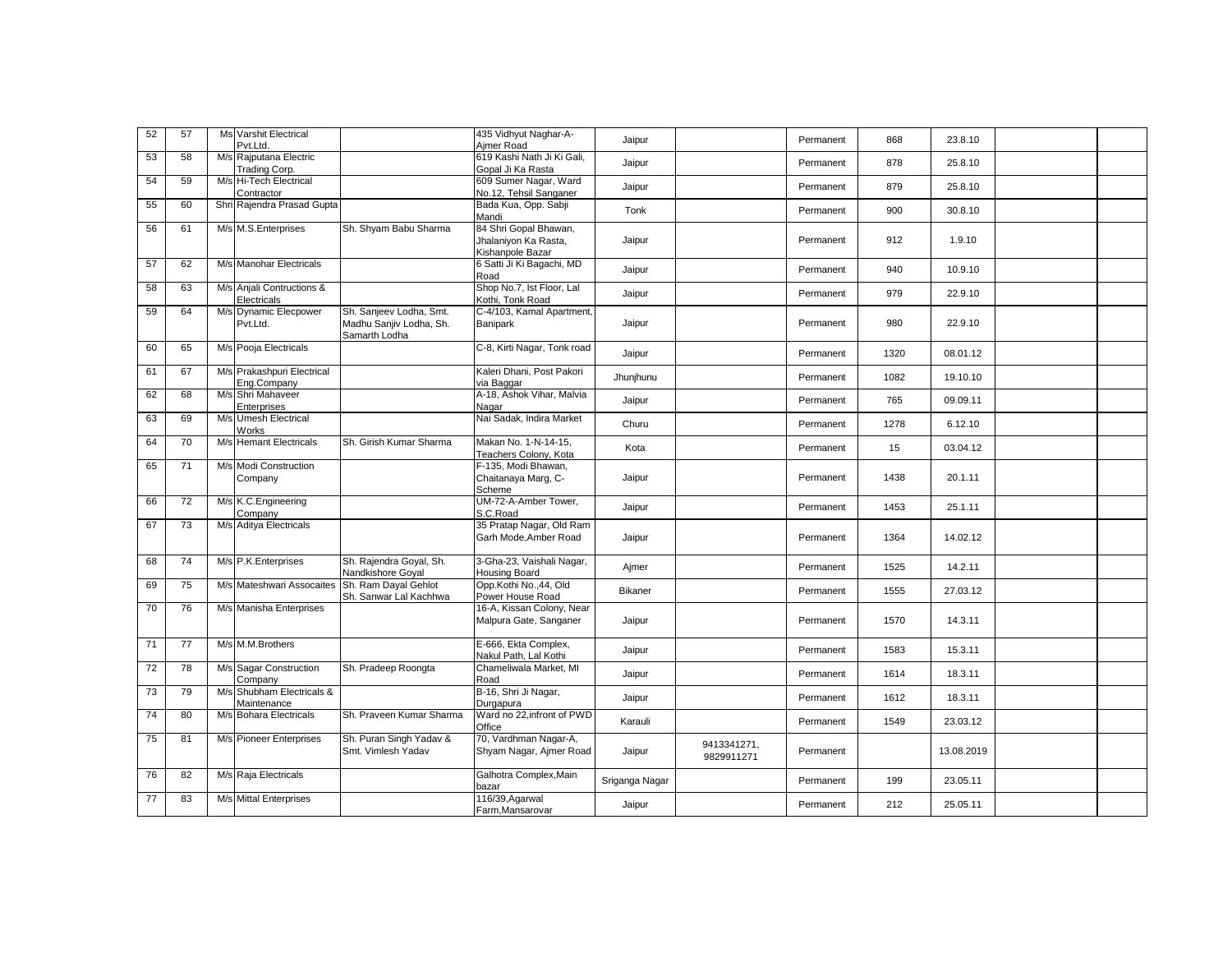| 52 | 57 | Ms | Varshit Electrical Pvt.Ltd. | | 435 Vidhyut Naghar-A-Ajmer Road | Jaipur | | Permanent | 868 | 23.8.10 | | |
|---|---|---|---|---|---|---|---|---|---|---|---|---|
| 53 | 58 | M/s | Rajputana Electric Trading Corp. | | 619 Kashi Nath Ji Ki Gali, Gopal Ji Ka Rasta | Jaipur | | Permanent | 878 | 25.8.10 | | |
| 54 | 59 | M/s | Hi-Tech Electrical Contractor | | 609 Sumer Nagar, Ward No.12, Tehsil Sanganer | Jaipur | | Permanent | 879 | 25.8.10 | | |
| 55 | 60 | Shri | Rajendra Prasad Gupta | | Bada Kua, Opp. Sabji Mandi | Tonk | | Permanent | 900 | 30.8.10 | | |
| 56 | 61 | M/s | M.S.Enterprises | Sh. Shyam Babu Sharma | 84 Shri Gopal Bhawan, Jhalaniyon Ka Rasta, Kishanpole Bazar | Jaipur | | Permanent | 912 | 1.9.10 | | |
| 57 | 62 | M/s | Manohar Electricals | | 6 Satti Ji Ki Bagachi, MD Road | Jaipur | | Permanent | 940 | 10.9.10 | | |
| 58 | 63 | M/s | Anjali Contructions & Electricals | | Shop No.7, Ist Floor, Lal Kothi, Tonk Road | Jaipur | | Permanent | 979 | 22.9.10 | | |
| 59 | 64 | M/s | Dynamic Elecpower Pvt.Ltd. | Sh. Sanjeev Lodha, Smt. Madhu Sanjiv Lodha, Sh. Samarth Lodha | C-4/103, Kamal Apartment, Banipark | Jaipur | | Permanent | 980 | 22.9.10 | | |
| 60 | 65 | M/s | Pooja Electricals | | C-8, Kirti Nagar, Tonk road | Jaipur | | Permanent | 1320 | 08.01.12 | | |
| 61 | 67 | M/s | Prakashpuri Electrical Eng.Company | | Kaleri Dhani, Post Pakori via Baggar | Jhunjhunu | | Permanent | 1082 | 19.10.10 | | |
| 62 | 68 | M/s | Shri Mahaveer Enterprises | | A-18, Ashok Vihar, Malvia Nagar | Jaipur | | Permanent | 765 | 09.09.11 | | |
| 63 | 69 | M/s | Umesh Electrical Works | | Nai Sadak, Indira Market | Churu | | Permanent | 1278 | 6.12.10 | | |
| 64 | 70 | M/s | Hemant Electricals | Sh. Girish Kumar Sharma | Makan No. 1-N-14-15, Teachers Colony, Kota | Kota | | Permanent | 15 | 03.04.12 | | |
| 65 | 71 | M/s | Modi Construction Company | | F-135, Modi Bhawan, Chaitanaya Marg, C-Scheme | Jaipur | | Permanent | 1438 | 20.1.11 | | |
| 66 | 72 | M/s | K.C.Engineering Company | | UM-72-A-Amber Tower, S.C.Road | Jaipur | | Permanent | 1453 | 25.1.11 | | |
| 67 | 73 | M/s | Aditya Electricals | | 35 Pratap Nagar, Old Ram Garh Mode,Amber Road | Jaipur | | Permanent | 1364 | 14.02.12 | | |
| 68 | 74 | M/s | P.K.Enterprises | Sh. Rajendra Goyal, Sh. Nandkishore Goyal | 3-Gha-23, Vaishali Nagar, Housing Board | Ajmer | | Permanent | 1525 | 14.2.11 | | |
| 69 | 75 | M/s | Mateshwari Assocaites | Sh. Ram Dayal Gehlot Sh. Sanwar Lal Kachhwa | Opp.Kothi No.,44, Old Power House Road | Bikaner | | Permanent | 1555 | 27.03.12 | | |
| 70 | 76 | M/s | Manisha Enterprises | | 16-A, Kissan Colony, Near Malpura Gate, Sanganer | Jaipur | | Permanent | 1570 | 14.3.11 | | |
| 71 | 77 | M/s | M.M.Brothers | | E-666, Ekta Complex, Nakul Path, Lal Kothi | Jaipur | | Permanent | 1583 | 15.3.11 | | |
| 72 | 78 | M/s | Sagar Construction Company | Sh. Pradeep Roongta | Chameliwala Market, MI Road | Jaipur | | Permanent | 1614 | 18.3.11 | | |
| 73 | 79 | M/s | Shubham Electricals & Maintenance | | B-16, Shri Ji Nagar, Durgapura | Jaipur | | Permanent | 1612 | 18.3.11 | | |
| 74 | 80 | M/s | Bohara Electricals | Sh. Praveen Kumar Sharma | Ward no 22,infront of PWD Office | Karauli | | Permanent | 1549 | 23.03.12 | | |
| 75 | 81 | M/s | Pioneer Enterprises | Sh. Puran Singh Yadav & Smt. Vimlesh Yadav | 70, Vardhman Nagar-A, Shyam Nagar, Ajmer Road | Jaipur | 9413341271, 9829911271 | Permanent | | 13.08.2019 | | |
| 76 | 82 | M/s | Raja Electricals | | Galhotra Complex,Main bazar | Sriganga Nagar | | Permanent | 199 | 23.05.11 | | |
| 77 | 83 | M/s | Mittal Enterprises | | 116/39,Agarwal Farm,Mansarovar | Jaipur | | Permanent | 212 | 25.05.11 | | |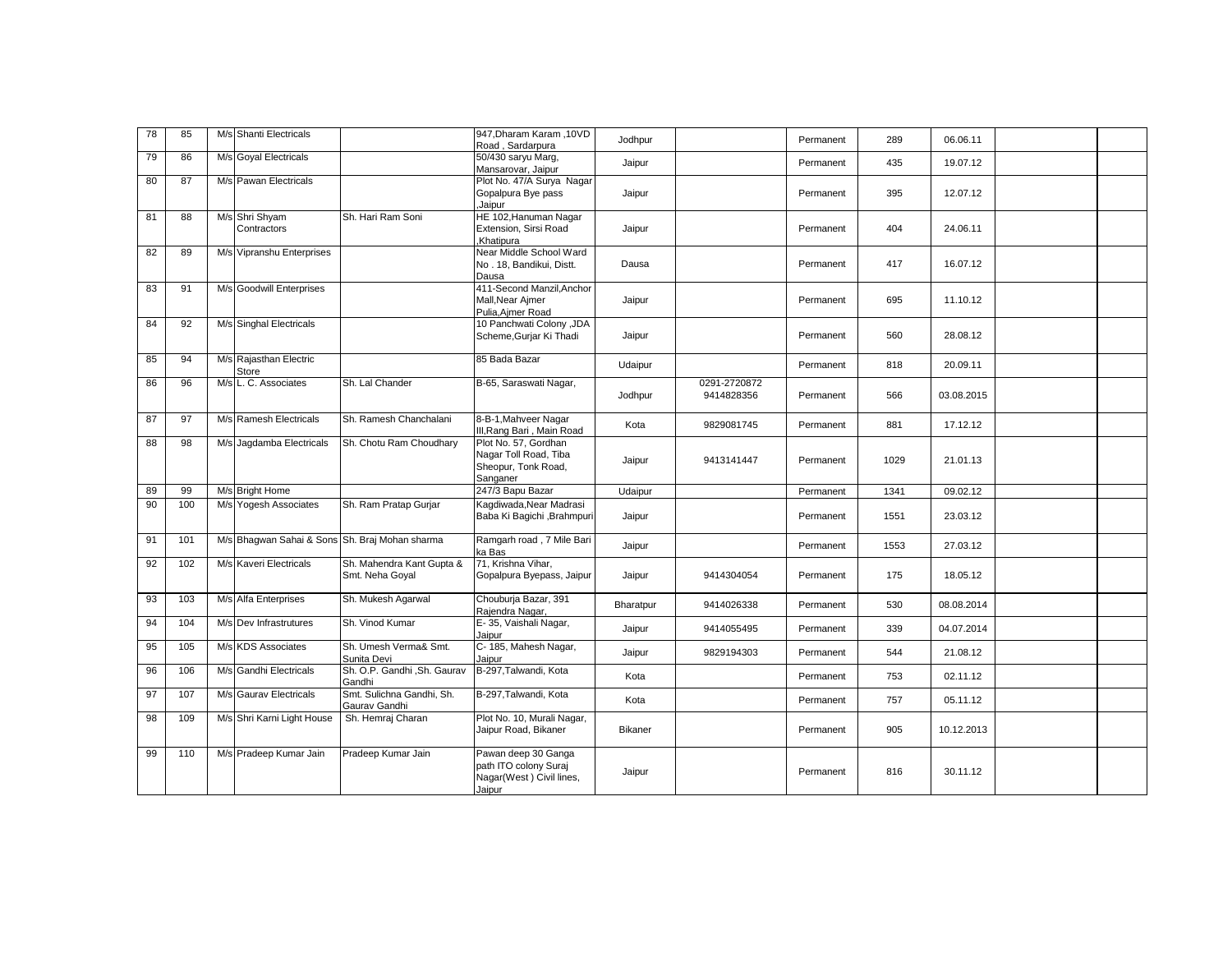| 78 | 85 | M/s | Shanti Electricals | | 947,Dharam Karam ,10VD Road , Sardarpura | Jodhpur | | Permanent | 289 | 06.06.11 | | |
|---|---|---|---|---|---|---|---|---|---|---|---|---|
| 79 | 86 | M/s | Goyal Electricals | | 50/430 saryu Marg, Mansarovar, Jaipur | Jaipur | | Permanent | 435 | 19.07.12 | | |
| 80 | 87 | M/s | Pawan Electricals | | Plot No. 47/A Surya Nagar Gopalpura Bye pass ,Jaipur | Jaipur | | Permanent | 395 | 12.07.12 | | |
| 81 | 88 | M/s | Shri Shyam Contractors | Sh. Hari Ram Soni | HE 102,Hanuman Nagar Extension, Sirsi Road ,Khatipura | Jaipur | | Permanent | 404 | 24.06.11 | | |
| 82 | 89 | M/s | Vipranshu Enterprises | | Near Middle School Ward No . 18, Bandikui, Distt. Dausa | Dausa | | Permanent | 417 | 16.07.12 | | |
| 83 | 91 | M/s | Goodwill Enterprises | | 411-Second Manzil,Anchor Mall,Near Ajmer Pulia,Ajmer Road | Jaipur | | Permanent | 695 | 11.10.12 | | |
| 84 | 92 | M/s | Singhal Electricals | | 10 Panchwati Colony ,JDA Scheme,Gurjar Ki Thadi | Jaipur | | Permanent | 560 | 28.08.12 | | |
| 85 | 94 | M/s | Rajasthan Electric Store | | 85 Bada Bazar | Udaipur | | Permanent | 818 | 20.09.11 | | |
| 86 | 96 | M/s | L. C. Associates | Sh. Lal Chander | B-65, Saraswati Nagar, | Jodhpur | 0291-2720872 9414828356 | Permanent | 566 | 03.08.2015 | | |
| 87 | 97 | M/s | Ramesh Electricals | Sh. Ramesh Chanchalani | 8-B-1,Mahveer Nagar III,Rang Bari , Main Road | Kota | 9829081745 | Permanent | 881 | 17.12.12 | | |
| 88 | 98 | M/s | Jagdamba Electricals | Sh. Chotu Ram Choudhary | Plot No. 57, Gordhan Nagar Toll Road, Tiba Sheopur, Tonk Road, Sanganer | Jaipur | 9413141447 | Permanent | 1029 | 21.01.13 | | |
| 89 | 99 | M/s | Bright Home | | 247/3 Bapu Bazar | Udaipur | | Permanent | 1341 | 09.02.12 | | |
| 90 | 100 | M/s | Yogesh Associates | Sh. Ram Pratap Gurjar | Kagdiwada,Near Madrasi Baba Ki Bagichi ,Brahmpuri | Jaipur | | Permanent | 1551 | 23.03.12 | | |
| 91 | 101 | M/s | Bhagwan Sahai & Sons | Sh. Braj Mohan sharma | Ramgarh road , 7 Mile Bari ka Bas | Jaipur | | Permanent | 1553 | 27.03.12 | | |
| 92 | 102 | M/s | Kaveri Electricals | Sh. Mahendra Kant Gupta & Smt. Neha Goyal | 71, Krishna Vihar, Gopalpura Byepass, Jaipur | Jaipur | 9414304054 | Permanent | 175 | 18.05.12 | | |
| 93 | 103 | M/s | Alfa Enterprises | Sh. Mukesh Agarwal | Chouburja Bazar, 391 Rajendra Nagar, | Bharatpur | 9414026338 | Permanent | 530 | 08.08.2014 | | |
| 94 | 104 | M/s | Dev Infrastrutures | Sh. Vinod Kumar | E- 35, Vaishali Nagar, Jaipur | Jaipur | 9414055495 | Permanent | 339 | 04.07.2014 | | |
| 95 | 105 | M/s | KDS Associates | Sh. Umesh Verma& Smt. Sunita Devi | C- 185, Mahesh Nagar, Jaipur | Jaipur | 9829194303 | Permanent | 544 | 21.08.12 | | |
| 96 | 106 | M/s | Gandhi Electricals | Sh. O.P. Gandhi ,Sh. Gaurav Gandhi | B-297,Talwandi, Kota | Kota | | Permanent | 753 | 02.11.12 | | |
| 97 | 107 | M/s | Gaurav Electricals | Smt. Sulichna Gandhi, Sh. Gaurav Gandhi | B-297,Talwandi, Kota | Kota | | Permanent | 757 | 05.11.12 | | |
| 98 | 109 | M/s | Shri Karni Light House | Sh. Hemraj Charan | Plot No. 10, Murali Nagar, Jaipur Road, Bikaner | Bikaner | | Permanent | 905 | 10.12.2013 | | |
| 99 | 110 | M/s | Pradeep Kumar Jain | Pradeep Kumar Jain | Pawan deep 30 Ganga path ITO colony Suraj Nagar(West ) Civil lines, Jaipur | Jaipur | | Permanent | 816 | 30.11.12 | | |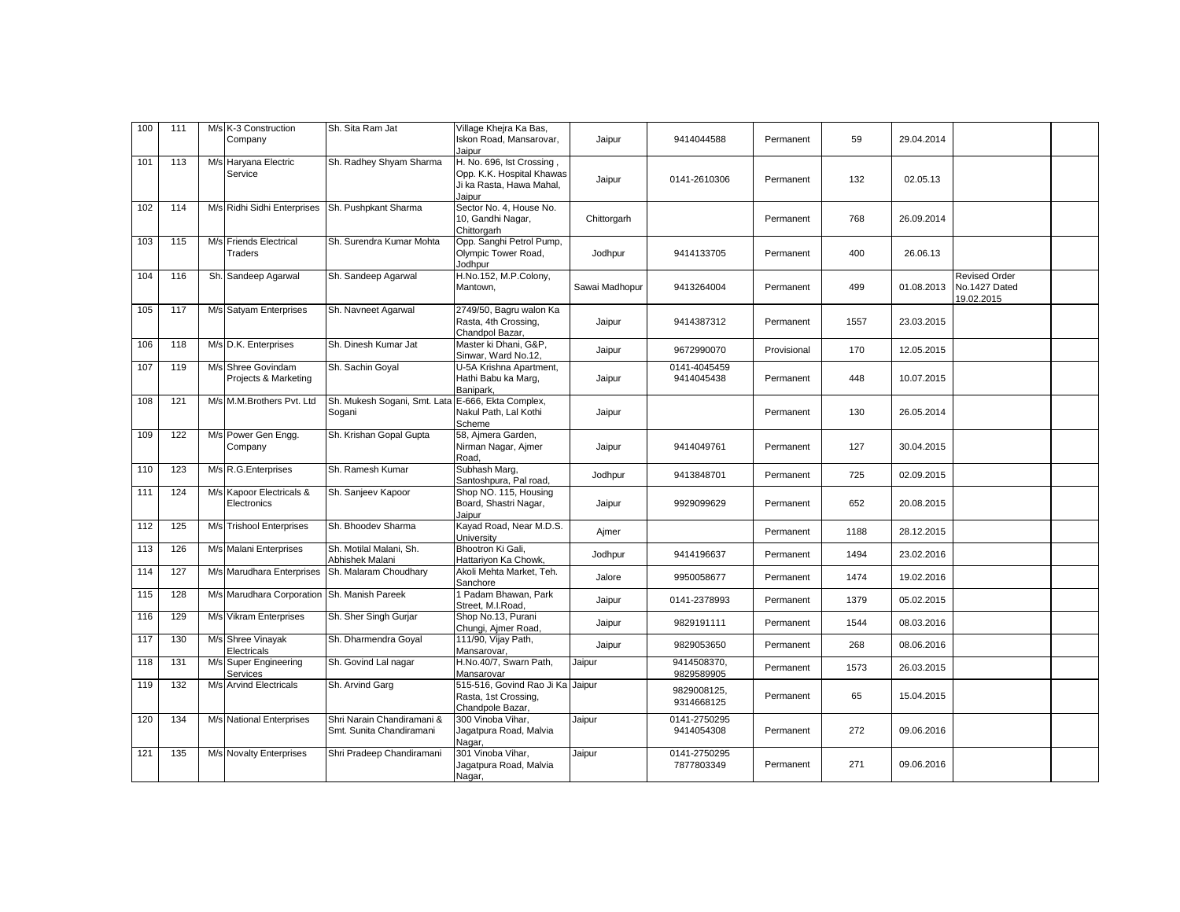| 100 | 111 | M/s | K-3 Construction Company | Sh. Sita Ram Jat | Village Khejra Ka Bas, Iskon Road, Mansarovar, Jaipur | Jaipur | 9414044588 | Permanent | 59 | 29.04.2014 | | |
|---|---|---|---|---|---|---|---|---|---|---|---|---|
| 101 | 113 | M/s | Haryana Electric Service | Sh. Radhey Shyam Sharma | H. No. 696, Ist Crossing , Opp. K.K. Hospital Khawas Ji ka Rasta, Hawa Mahal, Jaipur | Jaipur | 0141-2610306 | Permanent | 132 | 02.05.13 | | |
| 102 | 114 | M/s | Ridhi Sidhi Enterprises | Sh. Pushpkant Sharma | Sector No. 4, House No. 10, Gandhi Nagar, Chittorgarh | Chittorgarh | | Permanent | 768 | 26.09.2014 | | |
| 103 | 115 | M/s | Friends Electrical Traders | Sh. Surendra Kumar Mohta | Opp. Sanghi Petrol Pump, Olympic Tower Road, Jodhpur | Jodhpur | 9414133705 | Permanent | 400 | 26.06.13 | | |
| 104 | 116 | Sh. | Sandeep Agarwal | Sh. Sandeep Agarwal | H.No.152, M.P.Colony, Mantown, | Sawai Madhopur | 9413264004 | Permanent | 499 | 01.08.2013 | Revised Order No.1427 Dated 19.02.2015 | |
| 105 | 117 | M/s | Satyam Enterprises | Sh. Navneet Agarwal | 2749/50, Bagru walon Ka Rasta, 4th Crossing, Chandpol Bazar, | Jaipur | 9414387312 | Permanent | 1557 | 23.03.2015 | | |
| 106 | 118 | M/s | D.K. Enterprises | Sh. Dinesh Kumar Jat | Master ki Dhani, G&P, Sinwar, Ward No.12, | Jaipur | 9672990070 | Provisional | 170 | 12.05.2015 | | |
| 107 | 119 | M/s | Shree Govindam Projects & Marketing | Sh. Sachin Goyal | U-5A Krishna Apartment, Hathi Babu ka Marg, Banipark, | Jaipur | 0141-4045459 9414045438 | Permanent | 448 | 10.07.2015 | | |
| 108 | 121 | M/s | M.M.Brothers Pvt. Ltd | Sh. Mukesh Sogani, Smt. Lata Sogani | E-666, Ekta Complex, Nakul Path, Lal Kothi Scheme | Jaipur | | Permanent | 130 | 26.05.2014 | | |
| 109 | 122 | M/s | Power Gen Engg. Company | Sh. Krishan Gopal Gupta | 58, Ajmera Garden, Nirman Nagar, Ajmer Road, | Jaipur | 9414049761 | Permanent | 127 | 30.04.2015 | | |
| 110 | 123 | M/s | R.G.Enterprises | Sh. Ramesh Kumar | Subhash Marg, Santoshpura, Pal road, | Jodhpur | 9413848701 | Permanent | 725 | 02.09.2015 | | |
| 111 | 124 | M/s | Kapoor Electricals & Electronics | Sh. Sanjeev Kapoor | Shop NO. 115, Housing Board, Shastri Nagar, Jaipur | Jaipur | 9929099629 | Permanent | 652 | 20.08.2015 | | |
| 112 | 125 | M/s | Trishool Enterprises | Sh. Bhoodev Sharma | Kayad Road, Near M.D.S. University | Ajmer | | Permanent | 1188 | 28.12.2015 | | |
| 113 | 126 | M/s | Malani Enterprises | Sh. Motilal Malani, Sh. Abhishek Malani | Bhootron Ki Gali, Hattariyon Ka Chowk, | Jodhpur | 9414196637 | Permanent | 1494 | 23.02.2016 | | |
| 114 | 127 | M/s | Marudhara Enterprises | Sh. Malaram Choudhary | Akoli Mehta Market, Teh. Sanchore | Jalore | 9950058677 | Permanent | 1474 | 19.02.2016 | | |
| 115 | 128 | M/s | Marudhara Corporation | Sh. Manish Pareek | 1 Padam Bhawan, Park Street, M.I.Road, | Jaipur | 0141-2378993 | Permanent | 1379 | 05.02.2015 | | |
| 116 | 129 | M/s | Vikram Enterprises | Sh. Sher Singh Gurjar | Shop No.13, Purani Chungi, Ajmer Road, | Jaipur | 9829191111 | Permanent | 1544 | 08.03.2016 | | |
| 117 | 130 | M/s | Shree Vinayak Electricals | Sh. Dharmendra Goyal | 111/90, Vijay Path, Mansarovar, | Jaipur | 9829053650 | Permanent | 268 | 08.06.2016 | | |
| 118 | 131 | M/s | Super Engineering Services | Sh. Govind Lal nagar | H.No.40/7, Swarn Path, Mansarovar | Jaipur | 9414508370, 9829589905 | Permanent | 1573 | 26.03.2015 | | |
| 119 | 132 | M/s | Arvind Electricals | Sh. Arvind Garg | 515-516, Govind Rao Ji Ka Rasta, 1st Crossing, Chandpole Bazar, | Jaipur | 9829008125, 9314668125 | Permanent | 65 | 15.04.2015 | | |
| 120 | 134 | M/s | National Enterprises | Shri Narain Chandiramani & Smt. Sunita Chandiramani | 300 Vinoba Vihar, Jagatpura Road, Malvia Nagar, | Jaipur | 0141-2750295 9414054308 | Permanent | 272 | 09.06.2016 | | |
| 121 | 135 | M/s | Novalty Enterprises | Shri Pradeep Chandiramani | 301 Vinoba Vihar, Jagatpura Road, Malvia Nagar, | Jaipur | 0141-2750295 7877803349 | Permanent | 271 | 09.06.2016 | | |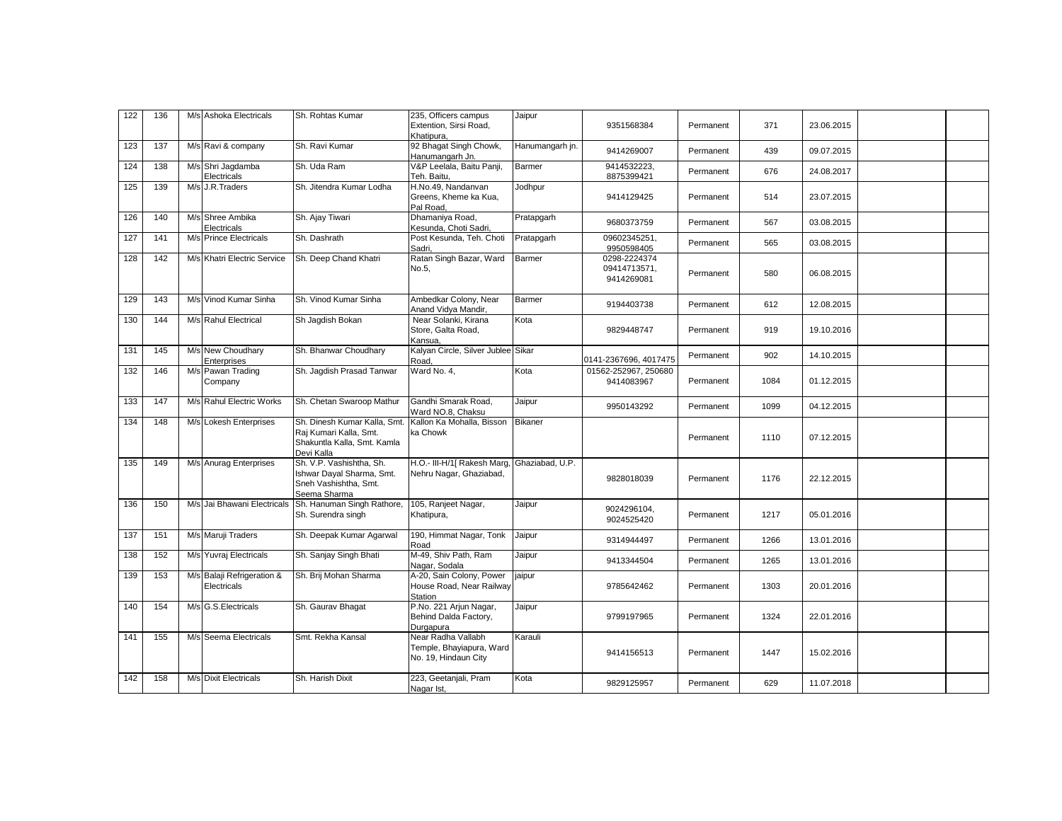| | | | | | | | | | | | |
|---|---|---|---|---|---|---|---|---|---|---|---|
| 122 | 136 | M/s | Ashoka Electricals | Sh. Rohtas Kumar | 235, Officers campus Extention, Sirsi Road, Khatipura, | Jaipur | 9351568384 | Permanent | 371 | 23.06.2015 | | |
| 123 | 137 | M/s | Ravi & company | Sh. Ravi Kumar | 92 Bhagat Singh Chowk, Hanumangarh Jn. | Hanumangarh jn. | 9414269007 | Permanent | 439 | 09.07.2015 | | |
| 124 | 138 | M/s | Shri Jagdamba Electricals | Sh. Uda Ram | V&P Leelala, Baitu Panji, Teh. Baitu, | Barmer | 9414532223, 8875399421 | Permanent | 676 | 24.08.2017 | | |
| 125 | 139 | M/s | J.R.Traders | Sh. Jitendra Kumar Lodha | H.No.49, Nandanvan Greens, Kheme ka Kua, Pal Road, | Jodhpur | 9414129425 | Permanent | 514 | 23.07.2015 | | |
| 126 | 140 | M/s | Shree Ambika Electricals | Sh. Ajay Tiwari | Dhamaniya Road, Kesunda, Choti Sadri, | Pratapgarh | 9680373759 | Permanent | 567 | 03.08.2015 | | |
| 127 | 141 | M/s | Prince Electricals | Sh. Dashrath | Post Kesunda, Teh. Choti Sadri, | Pratapgarh | 09602345251, 9950598405 | Permanent | 565 | 03.08.2015 | | |
| 128 | 142 | M/s | Khatri Electric Service | Sh. Deep Chand Khatri | Ratan Singh Bazar, Ward No.5, | Barmer | 0298-2224374 09414713571, 9414269081 | Permanent | 580 | 06.08.2015 | | |
| 129 | 143 | M/s | Vinod Kumar Sinha | Sh. Vinod Kumar Sinha | Ambedkar Colony, Near Anand Vidya Mandir, | Barmer | 9194403738 | Permanent | 612 | 12.08.2015 | | |
| 130 | 144 | M/s | Rahul Electrical | Sh Jagdish Bokan | Near Solanki, Kirana Store, Galta Road, Kansua, | Kota | 9829448747 | Permanent | 919 | 19.10.2016 | | |
| 131 | 145 | M/s | New Choudhary Enterprises | Sh. Bhanwar Choudhary | Kalyan Circle, Silver Jublee Road, | Sikar | 0141-2367696, 4017475 | Permanent | 902 | 14.10.2015 | | |
| 132 | 146 | M/s | Pawan Trading Company | Sh. Jagdish Prasad Tanwar | Ward No. 4, | Kota | 01562-252967, 250680 9414083967 | Permanent | 1084 | 01.12.2015 | | |
| 133 | 147 | M/s | Rahul Electric Works | Sh. Chetan Swaroop Mathur | Gandhi Smarak Road, Ward NO.8, Chaksu | Jaipur | 9950143292 | Permanent | 1099 | 04.12.2015 | | |
| 134 | 148 | M/s | Lokesh Enterprises | Sh. Dinesh Kumar Kalla, Smt. Raj Kumari Kalla, Smt. Shakuntla Kalla, Smt. Kamla Devi Kalla | Kallon Ka Mohalla, Bisson ka Chowk | Bikaner | | Permanent | 1110 | 07.12.2015 | | |
| 135 | 149 | M/s | Anurag Enterprises | Sh. V.P. Vashishtha, Sh. Ishwar Dayal Sharma, Smt. Sneh Vashishtha, Smt. Seema Sharma | H.O.- III-H/1[ Rakesh Marg, Nehru Nagar, Ghaziabad, | Ghaziabad, U.P. | 9828018039 | Permanent | 1176 | 22.12.2015 | | |
| 136 | 150 | M/s | Jai Bhawani Electricals | Sh. Hanuman Singh Rathore, Sh. Surendra singh | 105, Ranjeet Nagar, Khatipura, | Jaipur | 9024296104, 9024525420 | Permanent | 1217 | 05.01.2016 | | |
| 137 | 151 | M/s | Maruji Traders | Sh. Deepak Kumar Agarwal | 190, Himmat Nagar, Tonk Road | Jaipur | 9314944497 | Permanent | 1266 | 13.01.2016 | | |
| 138 | 152 | M/s | Yuvraj Electricals | Sh. Sanjay Singh Bhati | M-49, Shiv Path, Ram Nagar, Sodala | Jaipur | 9413344504 | Permanent | 1265 | 13.01.2016 | | |
| 139 | 153 | M/s | Balaji Refrigeration & Electricals | Sh. Brij Mohan Sharma | A-20, Sain Colony, Power House Road, Near Railway Station | jaipur | 9785642462 | Permanent | 1303 | 20.01.2016 | | |
| 140 | 154 | M/s | G.S.Electricals | Sh. Gaurav Bhagat | P.No. 221 Arjun Nagar, Behind Dalda Factory, Durgapura | Jaipur | 9799197965 | Permanent | 1324 | 22.01.2016 | | |
| 141 | 155 | M/s | Seema Electricals | Smt. Rekha Kansal | Near Radha Vallabh Temple, Bhayiapura, Ward No. 19, Hindaun City | Karauli | 9414156513 | Permanent | 1447 | 15.02.2016 | | |
| 142 | 158 | M/s | Dixit Electricals | Sh. Harish Dixit | 223, Geetanjali, Pram Nagar Ist, | Kota | 9829125957 | Permanent | 629 | 11.07.2018 | | |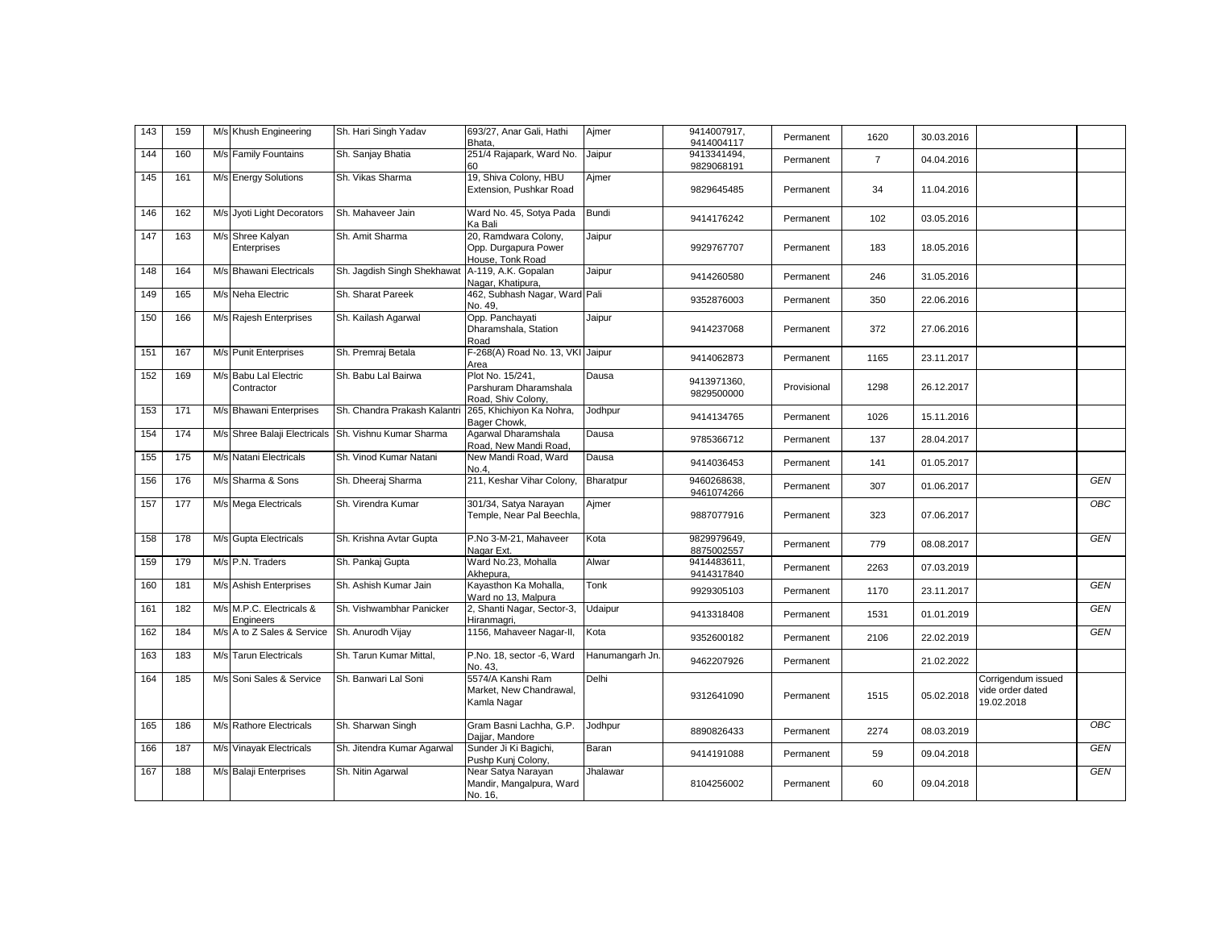| 143 | 159 | M/s | Khush Engineering | Sh. Hari Singh Yadav | 693/27, Anar Gali, Hathi Bhata, | Ajmer | 9414007917, 9414004117 | Permanent | 1620 | 30.03.2016 | | |
|---|---|---|---|---|---|---|---|---|---|---|---|---|
| 144 | 160 | M/s | Family Fountains | Sh. Sanjay Bhatia | 251/4 Rajapark, Ward No. 60 | Jaipur | 9413341494, 9829068191 | Permanent | 7 | 04.04.2016 | | |
| 145 | 161 | M/s | Energy Solutions | Sh. Vikas Sharma | 19, Shiva Colony, HBU Extension, Pushkar Road | Ajmer | 9829645485 | Permanent | 34 | 11.04.2016 | | |
| 146 | 162 | M/s | Jyoti Light Decorators | Sh. Mahaveer Jain | Ward No. 45, Sotya Pada Ka Bali | Bundi | 9414176242 | Permanent | 102 | 03.05.2016 | | |
| 147 | 163 | M/s | Shree Kalyan Enterprises | Sh. Amit Sharma | 20, Ramdwara Colony, Opp. Durgapura Power House, Tonk Road | Jaipur | 9929767707 | Permanent | 183 | 18.05.2016 | | |
| 148 | 164 | M/s | Bhawani Electricals | Sh. Jagdish Singh Shekhawat | A-119, A.K. Gopalan Nagar, Khatipura, | Jaipur | 9414260580 | Permanent | 246 | 31.05.2016 | | |
| 149 | 165 | M/s | Neha Electric | Sh. Sharat Pareek | 462, Subhash Nagar, Ward No. 49, | Pali | 9352876003 | Permanent | 350 | 22.06.2016 | | |
| 150 | 166 | M/s | Rajesh Enterprises | Sh. Kailash Agarwal | Opp. Panchayati Dharamshala, Station Road | Jaipur | 9414237068 | Permanent | 372 | 27.06.2016 | | |
| 151 | 167 | M/s | Punit Enterprises | Sh. Premraj Betala | F-268(A) Road No. 13, VKI Area | Jaipur | 9414062873 | Permanent | 1165 | 23.11.2017 | | |
| 152 | 169 | M/s | Babu Lal Electric Contractor | Sh. Babu Lal Bairwa | Plot No. 15/241, Parshuram Dharamshala Road, Shiv Colony, | Dausa | 9413971360, 9829500000 | Provisional | 1298 | 26.12.2017 | | |
| 153 | 171 | M/s | Bhawani Enterprises | Sh. Chandra Prakash Kalantri | 265, Khichiyon Ka Nohra, Bager Chowk, | Jodhpur | 9414134765 | Permanent | 1026 | 15.11.2016 | | |
| 154 | 174 | M/s | Shree Balaji Electricals | Sh. Vishnu Kumar Sharma | Agarwal Dharamshala Road, New Mandi Road, | Dausa | 9785366712 | Permanent | 137 | 28.04.2017 | | |
| 155 | 175 | M/s | Natani Electricals | Sh. Vinod Kumar Natani | New Mandi Road, Ward No.4, | Dausa | 9414036453 | Permanent | 141 | 01.05.2017 | | |
| 156 | 176 | M/s | Sharma & Sons | Sh. Dheeraj Sharma | 211, Keshar Vihar Colony, | Bharatpur | 9460268638, 9461074266 | Permanent | 307 | 01.06.2017 | | GEN |
| 157 | 177 | M/s | Mega Electricals | Sh. Virendra Kumar | 301/34, Satya Narayan Temple, Near Pal Beechla, | Ajmer | 9887077916 | Permanent | 323 | 07.06.2017 | | OBC |
| 158 | 178 | M/s | Gupta Electricals | Sh. Krishna Avtar Gupta | P.No 3-M-21, Mahaveer Nagar Ext. | Kota | 9829979649, 8875002557 | Permanent | 779 | 08.08.2017 | | GEN |
| 159 | 179 | M/s | P.N. Traders | Sh. Pankaj Gupta | Ward No.23, Mohalla Akhepura, | Alwar | 9414483611, 9414317840 | Permanent | 2263 | 07.03.2019 | | |
| 160 | 181 | M/s | Ashish Enterprises | Sh. Ashish Kumar Jain | Kayasthon Ka Mohalla, Ward no 13, Malpura | Tonk | 9929305103 | Permanent | 1170 | 23.11.2017 | | GEN |
| 161 | 182 | M/s | M.P.C. Electricals & Engineers | Sh. Vishwambhar Panicker | 2, Shanti Nagar, Sector-3, Hiranmagri, | Udaipur | 9413318408 | Permanent | 1531 | 01.01.2019 | | GEN |
| 162 | 184 | M/s | A to Z Sales & Service | Sh. Anurodh Vijay | 1156, Mahaveer Nagar-II, | Kota | 9352600182 | Permanent | 2106 | 22.02.2019 | | GEN |
| 163 | 183 | M/s | Tarun Electricals | Sh. Tarun Kumar Mittal, | P.No. 18, sector -6, Ward No. 43, | Hanumangarh Jn. | 9462207926 | Permanent | | 21.02.2022 | | |
| 164 | 185 | M/s | Soni Sales & Service | Sh. Banwari Lal Soni | 5574/A Kanshi Ram Market, New Chandrawal, Kamla Nagar | Delhi | 9312641090 | Permanent | 1515 | 05.02.2018 | Corrigendum issued vide order dated 19.02.2018 | |
| 165 | 186 | M/s | Rathore Electricals | Sh. Sharwan Singh | Gram Basni Lachha, G.P. Dajjar, Mandore | Jodhpur | 8890826433 | Permanent | 2274 | 08.03.2019 | | OBC |
| 166 | 187 | M/s | Vinayak Electricals | Sh. Jitendra Kumar Agarwal | Sunder Ji Ki Bagichi, Pushp Kunj Colony, | Baran | 9414191088 | Permanent | 59 | 09.04.2018 | | GEN |
| 167 | 188 | M/s | Balaji Enterprises | Sh. Nitin Agarwal | Near Satya Narayan Mandir, Mangalpura, Ward No. 16, | Jhalawar | 8104256002 | Permanent | 60 | 09.04.2018 | | GEN |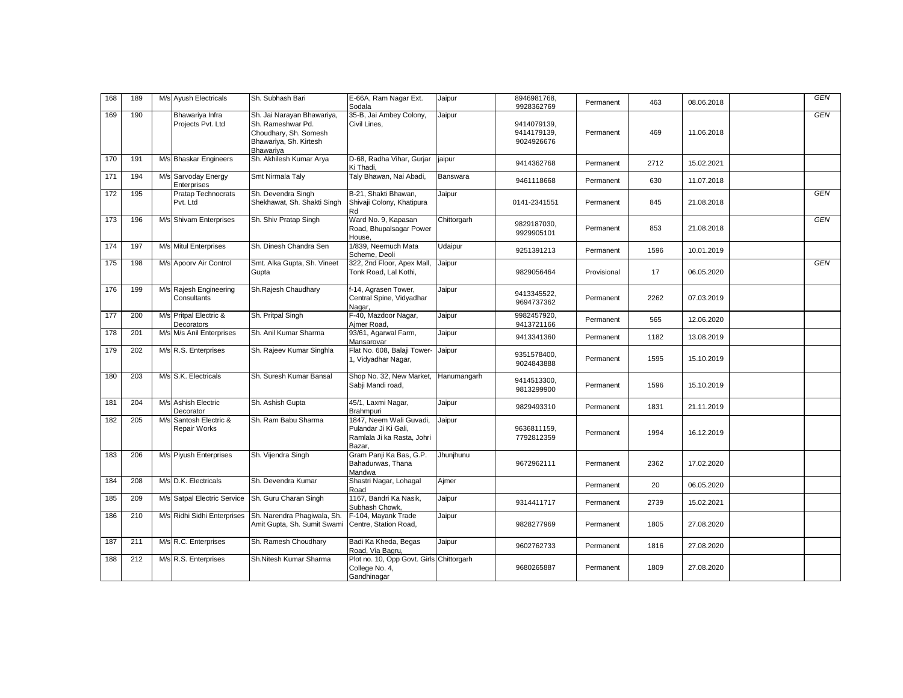| 168 | 189 | M/s | Ayush Electricals | Sh. Subhash Bari | E-66A, Ram Nagar Ext. Sodala | Jaipur | 8946981768, 9928362769 | Permanent | 463 | 08.06.2018 | | GEN |
|---|---|---|---|---|---|---|---|---|---|---|---|---|
| 169 | 190 | | Bhawariya Infra Projects Pvt. Ltd | Sh. Jai Narayan Bhawariya, Sh. Rameshwar Pd. Choudhary, Sh. Somesh Bhawariya, Sh. Kirtesh Bhawariya | 35-B, Jai Ambey Colony, Civil Lines, | Jaipur | 9414079139, 9414179139, 9024926676 | Permanent | 469 | 11.06.2018 | | GEN |
| 170 | 191 | M/s | Bhaskar Engineers | Sh. Akhilesh Kumar Arya | D-68, Radha Vihar, Gurjar Ki Thadi, | jaipur | 9414362768 | Permanent | 2712 | 15.02.2021 | | |
| 171 | 194 | M/s | Sarvoday Energy Enterprises | Smt Nirmala Taly | Taly Bhawan, Nai Abadi, | Banswara | 9461118668 | Permanent | 630 | 11.07.2018 | | |
| 172 | 195 | | Pratap Technocrats Pvt. Ltd | Sh. Devendra Singh Shekhawat, Sh. Shakti Singh | B-21, Shakti Bhawan, Shivaji Colony, Khatipura Rd | Jaipur | 0141-2341551 | Permanent | 845 | 21.08.2018 | | GEN |
| 173 | 196 | M/s | Shivam Enterprises | Sh. Shiv Pratap Singh | Ward No. 9, Kapasan Road, Bhupalsagar Power House, | Chittorgarh | 9829187030, 9929905101 | Permanent | 853 | 21.08.2018 | | GEN |
| 174 | 197 | M/s | Mitul Enterprises | Sh. Dinesh Chandra Sen | 1/839, Neemuch Mata Scheme, Deoli | Udaipur | 9251391213 | Permanent | 1596 | 10.01.2019 | | |
| 175 | 198 | M/s | Apoorv Air Control | Smt. Alka Gupta, Sh. Vineet Gupta | 322, 2nd Floor, Apex Mall, Tonk Road, Lal Kothi, | Jaipur | 9829056464 | Provisional | 17 | 06.05.2020 | | GEN |
| 176 | 199 | M/s | Rajesh Engineering Consultants | Sh.Rajesh Chaudhary | f-14, Agrasen Tower, Central Spine, Vidyadhar Nagar, | Jaipur | 9413345522, 9694737362 | Permanent | 2262 | 07.03.2019 | | |
| 177 | 200 | M/s | Pritpal Electric & Decorators | Sh. Pritpal Singh | F-40, Mazdoor Nagar, Ajmer Road, | Jaipur | 9982457920, 9413721166 | Permanent | 565 | 12.06.2020 | | |
| 178 | 201 | M/s | M/s Anil Enterprises | Sh. Anil Kumar Sharma | 93/61, Agarwal Farm, Mansarovar | Jaipur | 9413341360 | Permanent | 1182 | 13.08.2019 | | |
| 179 | 202 | M/s | R.S. Enterprises | Sh. Rajeev Kumar Singhla | Flat No. 608, Balaji Tower-1, Vidyadhar Nagar, | Jaipur | 9351578400, 9024843888 | Permanent | 1595 | 15.10.2019 | | |
| 180 | 203 | M/s | S.K. Electricals | Sh. Suresh Kumar Bansal | Shop No. 32, New Market, Sabji Mandi road, | Hanumangarh | 9414513300, 9813299900 | Permanent | 1596 | 15.10.2019 | | |
| 181 | 204 | M/s | Ashish Electric Decorator | Sh. Ashish Gupta | 45/1, Laxmi Nagar, Brahmpuri | Jaipur | 9829493310 | Permanent | 1831 | 21.11.2019 | | |
| 182 | 205 | M/s | Santosh Electric & Repair Works | Sh. Ram Babu Sharma | 1847, Neem Wali Guvadi, Pulandar Ji Ki Gali, Ramlala Ji ka Rasta, Johri Bazar, | Jaipur | 9636811159, 7792812359 | Permanent | 1994 | 16.12.2019 | | |
| 183 | 206 | M/s | Piyush Enterprises | Sh. Vijendra Singh | Gram Panji Ka Bas, G.P. Bahadurwas, Thana Mandwa | Jhunjhunu | 9672962111 | Permanent | 2362 | 17.02.2020 | | |
| 184 | 208 | M/s | D.K. Electricals | Sh. Devendra Kumar | Shastri Nagar, Lohagal Road | Ajmer | | Permanent | 20 | 06.05.2020 | | |
| 185 | 209 | M/s | Satpal Electric Service | Sh. Guru Charan Singh | 1167, Bandri Ka Nasik, Subhash Chowk, | Jaipur | 9314411717 | Permanent | 2739 | 15.02.2021 | | |
| 186 | 210 | M/s | Ridhi Sidhi Enterprises | Sh. Narendra Phagiwala, Sh. Amit Gupta, Sh. Sumit Swami | F-104, Mayank Trade Centre, Station Road, | Jaipur | 9828277969 | Permanent | 1805 | 27.08.2020 | | |
| 187 | 211 | M/s | R.C. Enterprises | Sh. Ramesh Choudhary | Badi Ka Kheda, Begas Road, Via Bagru, | Jaipur | 9602762733 | Permanent | 1816 | 27.08.2020 | | |
| 188 | 212 | M/s | R.S. Enterprises | Sh.Nitesh Kumar Sharma | Plot no. 10, Opp Govt. Girls College No. 4, Gandhinagar | Chittorgarh | 9680265887 | Permanent | 1809 | 27.08.2020 | | |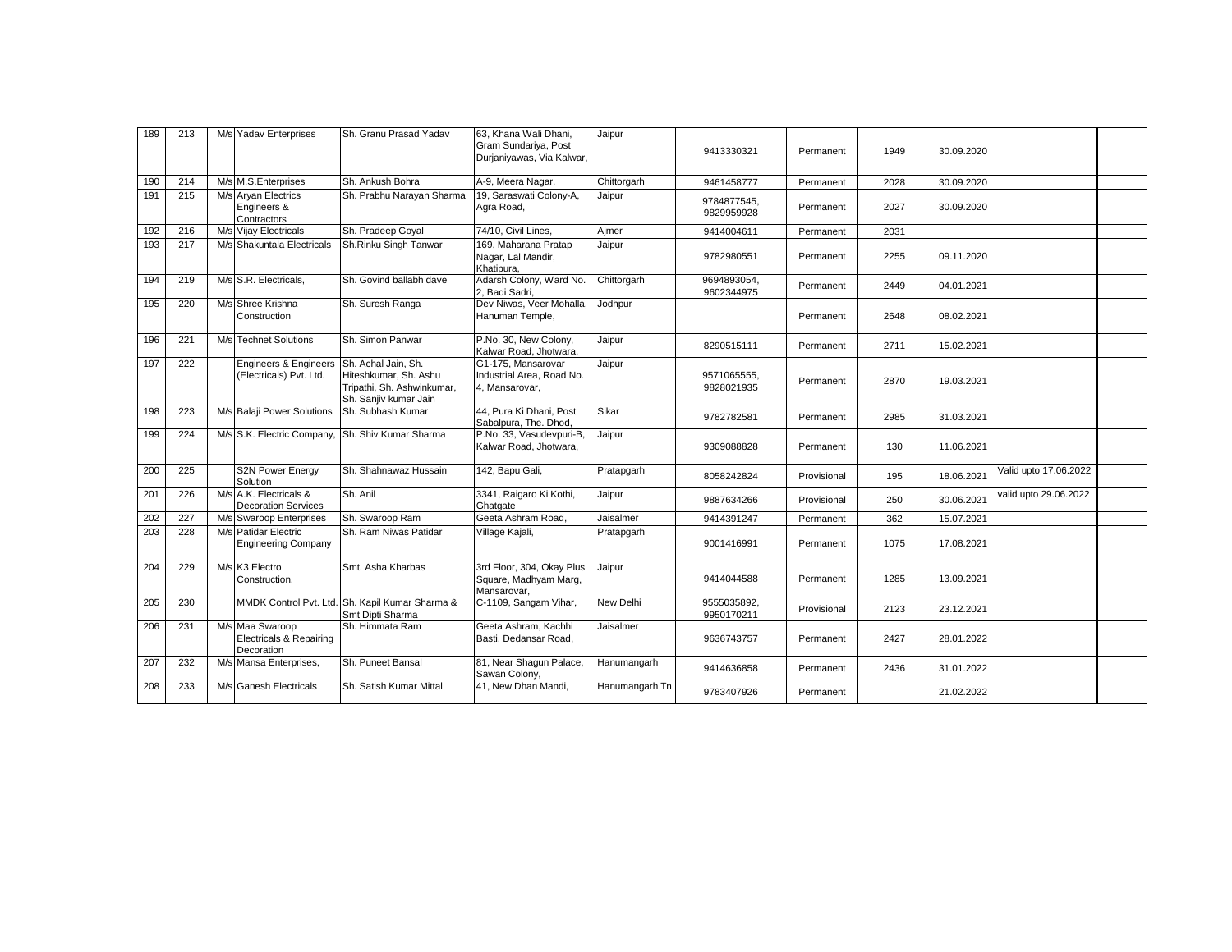| 189 | 213 | M/s | Yadav Enterprises | Sh. Granu Prasad Yadav | 63, Khana Wali Dhani, Gram Sundariya, Post Durjaniyawas, Via Kalwar, | Jaipur | 9413330321 | Permanent | 1949 | 30.09.2020 | | |
|---|---|---|---|---|---|---|---|---|---|---|---|---|
| 190 | 214 | M/s | M.S.Enterprises | Sh. Ankush Bohra | A-9, Meera Nagar, | Chittorgarh | 9461458777 | Permanent | 2028 | 30.09.2020 | | |
| 191 | 215 | M/s | Aryan Electrics Engineers & Contractors | Sh. Prabhu Narayan Sharma | 19, Saraswati Colony-A, Agra Road, | Jaipur | 9784877545, 9829959928 | Permanent | 2027 | 30.09.2020 | | |
| 192 | 216 | M/s | Vijay Electricals | Sh. Pradeep Goyal | 74/10, Civil Lines, | Ajmer | 9414004611 | Permanent | 2031 | | | |
| 193 | 217 | M/s | Shakuntala Electricals | Sh.Rinku Singh Tanwar | 169, Maharana Pratap Nagar, Lal Mandir, Khatipura, | Jaipur | 9782980551 | Permanent | 2255 | 09.11.2020 | | |
| 194 | 219 | M/s | S.R. Electricals, | Sh. Govind ballabh dave | Adarsh Colony, Ward No. 2, Badi Sadri, | Chittorgarh | 9694893054, 9602344975 | Permanent | 2449 | 04.01.2021 | | |
| 195 | 220 | M/s | Shree Krishna Construction | Sh. Suresh Ranga | Dev Niwas, Veer Mohalla, Hanuman Temple, | Jodhpur | | Permanent | 2648 | 08.02.2021 | | |
| 196 | 221 | M/s | Technet Solutions | Sh. Simon Panwar | P.No. 30, New Colony, Kalwar Road, Jhotwara, | Jaipur | 8290515111 | Permanent | 2711 | 15.02.2021 | | |
| 197 | 222 | | Engineers & Engineers (Electricals) Pvt. Ltd. | Sh. Achal Jain, Sh. Hiteshkumar, Sh. Ashu Tripathi, Sh. Ashwinkumar, Sh. Sanjiv kumar Jain | G1-175, Mansarovar Industrial Area, Road No. 4, Mansarovar, | Jaipur | 9571065555, 9828021935 | Permanent | 2870 | 19.03.2021 | | |
| 198 | 223 | M/s | Balaji Power Solutions | Sh. Subhash Kumar | 44, Pura Ki Dhani, Post Sabalpura, The. Dhod, | Sikar | 9782782581 | Permanent | 2985 | 31.03.2021 | | |
| 199 | 224 | M/s | S.K. Electric Company, | Sh. Shiv Kumar Sharma | P.No. 33, Vasudevpuri-B, Kalwar Road, Jhotwara, | Jaipur | 9309088828 | Permanent | 130 | 11.06.2021 | | |
| 200 | 225 | | S2N Power Energy Solution | Sh. Shahnawaz Hussain | 142, Bapu Gali, | Pratapgarh | 8058242824 | Provisional | 195 | 18.06.2021 | Valid upto 17.06.2022 | |
| 201 | 226 | M/s | A.K. Electricals & Decoration Services | Sh. Anil | 3341, Raigaro Ki Kothi, Ghatgate | Jaipur | 9887634266 | Provisional | 250 | 30.06.2021 | valid upto 29.06.2022 | |
| 202 | 227 | M/s | Swaroop Enterprises | Sh. Swaroop Ram | Geeta Ashram Road, | Jaisalmer | 9414391247 | Permanent | 362 | 15.07.2021 | | |
| 203 | 228 | M/s | Patidar Electric Engineering Company | Sh. Ram Niwas Patidar | Village Kajali, | Pratapgarh | 9001416991 | Permanent | 1075 | 17.08.2021 | | |
| 204 | 229 | M/s | K3 Electro Construction, | Smt. Asha Kharbas | 3rd Floor, 304, Okay Plus Square, Madhyam Marg, Mansarovar, | Jaipur | 9414044588 | Permanent | 1285 | 13.09.2021 | | |
| 205 | 230 | | MMDK Control Pvt. Ltd. | Sh. Kapil Kumar Sharma & Smt Dipti Sharma | C-1109, Sangam Vihar, | New Delhi | 9555035892, 9950170211 | Provisional | 2123 | 23.12.2021 | | |
| 206 | 231 | M/s | Maa Swaroop Electricals & Repairing Decoration | Sh. Himmata Ram | Geeta Ashram, Kachhi Basti, Dedansar Road, | Jaisalmer | 9636743757 | Permanent | 2427 | 28.01.2022 | | |
| 207 | 232 | M/s | Mansa Enterprises, | Sh. Puneet Bansal | 81, Near Shagun Palace, Sawan Colony, | Hanumangarh | 9414636858 | Permanent | 2436 | 31.01.2022 | | |
| 208 | 233 | M/s | Ganesh Electricals | Sh. Satish Kumar Mittal | 41, New Dhan Mandi, | Hanumangarh Tn | 9783407926 | Permanent | | 21.02.2022 | | |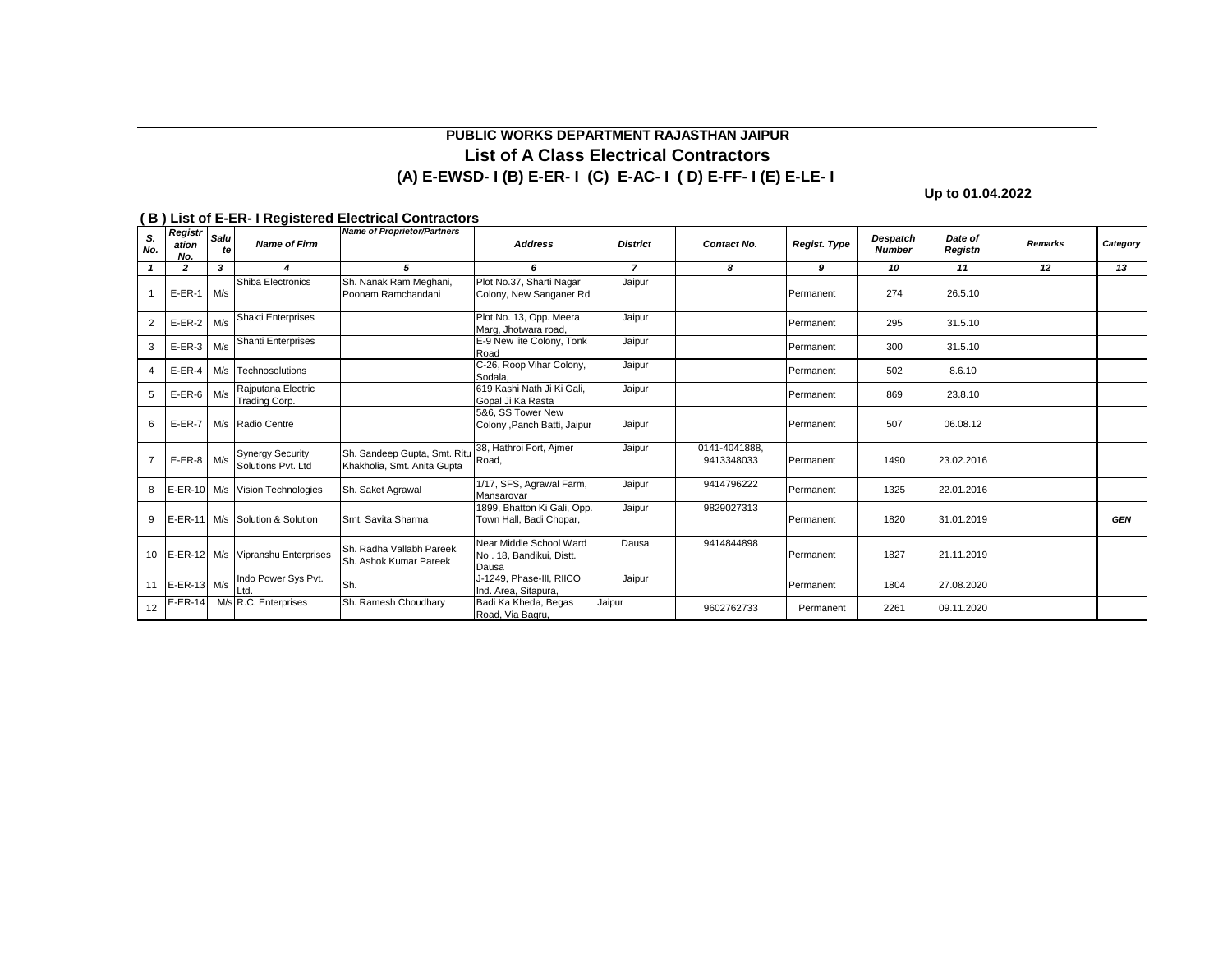**PUBLIC WORKS DEPARTMENT RAJASTHAN JAIPUR**

## List of A Class Electrical Contractors

### (A) E-EWSD- I (B) E-ER- I (C) E-AC- I ( D) E-FF- I (E) E-LE- I

**Up to 01.04.2022**

**( B ) List of E-ER- I Registered Electrical Contractors**

| S. No. | Registration No. | Salute | Name of Firm | Name of Proprietor/Partners | Address | District | Contact No. | Regist. Type | Despatch Number | Date of Registn | Remarks | Category |
|---|---|---|---|---|---|---|---|---|---|---|---|---|
| 1 | 2 | 3 | 4 | 5 | 6 | 7 | 8 | 9 | 10 | 11 | 12 | 13 |
| 1 | E-ER-1 | M/s | Shiba Electronics | Sh. Nanak Ram Meghani, Poonam Ramchandani | Plot No.37, Sharti Nagar Colony, New Sanganer Rd | Jaipur | | Permanent | 274 | 26.5.10 | | |
| 2 | E-ER-2 | M/s | Shakti Enterprises | | Plot No. 13, Opp. Meera Marg, Jhotwara road, | Jaipur | | Permanent | 295 | 31.5.10 | | |
| 3 | E-ER-3 | M/s | Shanti Enterprises | | E-9 New lite Colony, Tonk Road | Jaipur | | Permanent | 300 | 31.5.10 | | |
| 4 | E-ER-4 | M/s | Technosolutions | | C-26, Roop Vihar Colony, Sodala, | Jaipur | | Permanent | 502 | 8.6.10 | | |
| 5 | E-ER-6 | M/s | Rajputana Electric Trading Corp. | | 619 Kashi Nath Ji Ki Gali, Gopal Ji Ka Rasta | Jaipur | | Permanent | 869 | 23.8.10 | | |
| 6 | E-ER-7 | M/s | Radio Centre | | 5&6, SS Tower New Colony ,Panch Batti, Jaipur | Jaipur | | Permanent | 507 | 06.08.12 | | |
| 7 | E-ER-8 | M/s | Synergy Security Solutions Pvt. Ltd | Sh. Sandeep Gupta, Smt. Ritu Khakholia, Smt. Anita Gupta | 38, Hathroi Fort, Ajmer Road, | Jaipur | 0141-4041888, 9413348033 | Permanent | 1490 | 23.02.2016 | | |
| 8 | E-ER-10 | M/s | Vision Technologies | Sh. Saket Agrawal | 1/17, SFS, Agrawal Farm, Mansarovar | Jaipur | 9414796222 | Permanent | 1325 | 22.01.2016 | | |
| 9 | E-ER-11 | M/s | Solution & Solution | Smt. Savita Sharma | 1899, Bhatton Ki Gali, Opp. Town Hall, Badi Chopar, | Jaipur | 9829027313 | Permanent | 1820 | 31.01.2019 | | GEN |
| 10 | E-ER-12 | M/s | Vipranshu Enterprises | Sh. Radha Vallabh Pareek, Sh. Ashok Kumar Pareek | Near Middle School Ward No . 18, Bandikui, Distt. Dausa | Dausa | 9414844898 | Permanent | 1827 | 21.11.2019 | | |
| 11 | E-ER-13 | M/s | Indo Power Sys Pvt. Ltd. | Sh. | J-1249, Phase-III, RIICO Ind. Area, Sitapura, | Jaipur | | Permanent | 1804 | 27.08.2020 | | |
| 12 | E-ER-14 | M/s | R.C. Enterprises | Sh. Ramesh Choudhary | Badi Ka Kheda, Begas Road, Via Bagru, | Jaipur | 9602762733 | Permanent | 2261 | 09.11.2020 | | |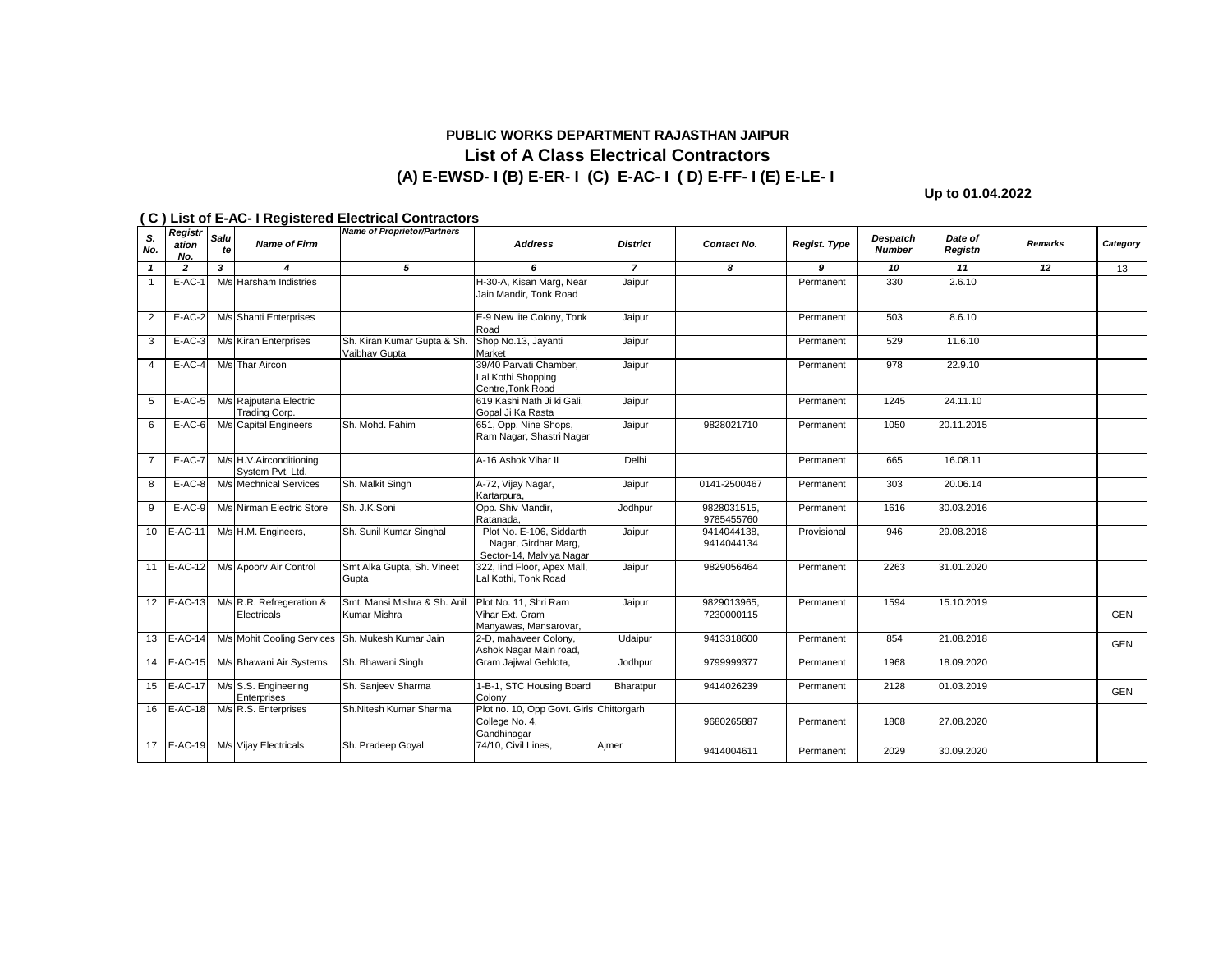## PUBLIC WORKS DEPARTMENT RAJASTHAN JAIPUR

## List of A Class Electrical Contractors

### (A) E-EWSD- I (B) E-ER- I (C) E-AC- I ( D) E-FF- I (E) E-LE- I

**Up to 01.04.2022**

**( C ) List of E-AC- I Registered Electrical Contractors**

| S. No. | Registration No. | Salute | Name of Firm | Name of Proprietor/Partners | Address | District | Contact No. | Regist. Type | Despatch Number | Date of Registn | Remarks | Category |
|---|---|---|---|---|---|---|---|---|---|---|---|---|
| 1 | 2 | 3 | 4 | 5 | 6 | 7 | 8 | 9 | 10 | 11 | 12 | 13 |
| 1 | E-AC-1 | M/s | Harsham Indistries | | H-30-A, Kisan Marg, Near Jain Mandir, Tonk Road | Jaipur | | Permanent | 330 | 2.6.10 | | |
| 2 | E-AC-2 | M/s | Shanti Enterprises | | E-9 New lite Colony, Tonk Road | Jaipur | | Permanent | 503 | 8.6.10 | | |
| 3 | E-AC-3 | M/s | Kiran Enterprises | Sh. Kiran Kumar Gupta & Sh. Vaibhav Gupta | Shop No.13, Jayanti Market | Jaipur | | Permanent | 529 | 11.6.10 | | |
| 4 | E-AC-4 | M/s | Thar Aircon | | 39/40 Parvati Chamber, Lal Kothi Shopping Centre,Tonk Road | Jaipur | | Permanent | 978 | 22.9.10 | | |
| 5 | E-AC-5 | M/s | Rajputana Electric Trading Corp. | | 619 Kashi Nath Ji ki Gali, Gopal Ji Ka Rasta | Jaipur | | Permanent | 1245 | 24.11.10 | | |
| 6 | E-AC-6 | M/s | Capital Engineers | Sh. Mohd. Fahim | 651, Opp. Nine Shops, Ram Nagar, Shastri Nagar | Jaipur | 9828021710 | Permanent | 1050 | 20.11.2015 | | |
| 7 | E-AC-7 | M/s | H.V.Airconditioning System Pvt. Ltd. | | A-16 Ashok Vihar II | Delhi | | Permanent | 665 | 16.08.11 | | |
| 8 | E-AC-8 | M/s | Mechnical Services | Sh. Malkit Singh | A-72, Vijay Nagar, Kartarpura, | Jaipur | 0141-2500467 | Permanent | 303 | 20.06.14 | | |
| 9 | E-AC-9 | M/s | Nirman Electric Store | Sh. J.K.Soni | Opp. Shiv Mandir, Ratanada, | Jodhpur | 9828031515, 9785455760 | Permanent | 1616 | 30.03.2016 | | |
| 10 | E-AC-11 | M/s | H.M. Engineers, | Sh. Sunil Kumar Singhal | Plot No. E-106, Siddarth Nagar, Girdhar Marg, Sector-14, Malviya Nagar | Jaipur | 9414044138, 9414044134 | Provisional | 946 | 29.08.2018 | | |
| 11 | E-AC-12 | M/s | Apoorv Air Control | Smt Alka Gupta, Sh. Vineet Gupta | 322, IInd Floor, Apex Mall, Lal Kothi, Tonk Road | Jaipur | 9829056464 | Permanent | 2263 | 31.01.2020 | | |
| 12 | E-AC-13 | M/s | R.R. Refregeration & Electricals | Smt. Mansi Mishra & Sh. Anil Kumar Mishra | Plot No. 11, Shri Ram Vihar Ext. Gram Manyawas, Mansarovar, | Jaipur | 9829013965, 7230000115 | Permanent | 1594 | 15.10.2019 | | GEN |
| 13 | E-AC-14 | M/s | Mohit Cooling Services | Sh. Mukesh Kumar Jain | 2-D, mahaveer Colony, Ashok Nagar Main road, | Udaipur | 9413318600 | Permanent | 854 | 21.08.2018 | | GEN |
| 14 | E-AC-15 | M/s | Bhawani Air Systems | Sh. Bhawani Singh | Gram Jajiwal Gehlota, | Jodhpur | 9799999377 | Permanent | 1968 | 18.09.2020 | | |
| 15 | E-AC-17 | M/s | S.S. Engineering Enterprises | Sh. Sanjeev Sharma | 1-B-1, STC Housing Board Colony | Bharatpur | 9414026239 | Permanent | 2128 | 01.03.2019 | | GEN |
| 16 | E-AC-18 | M/s | R.S. Enterprises | Sh.Nitesh Kumar Sharma | Plot no. 10, Opp Govt. Girls College No. 4, Gandhinagar | Chittorgarh | 9680265887 | Permanent | 1808 | 27.08.2020 | | |
| 17 | E-AC-19 | M/s | Vijay Electricals | Sh. Pradeep Goyal | 74/10, Civil Lines, | Ajmer | 9414004611 | Permanent | 2029 | 30.09.2020 | | |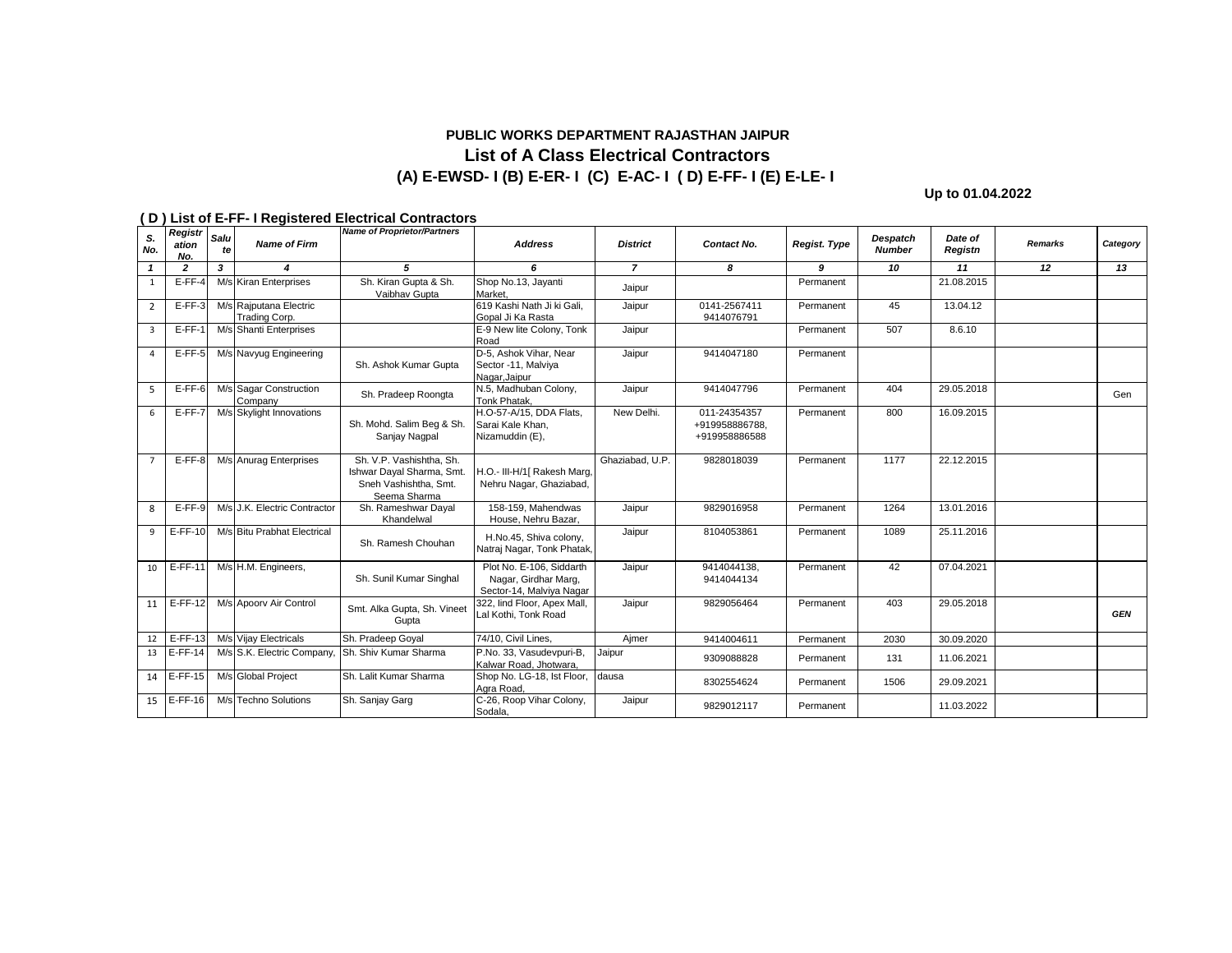**PUBLIC WORKS DEPARTMENT RAJASTHAN JAIPUR**

## List of A Class Electrical Contractors

### (A) E-EWSD- I (B) E-ER- I (C) E-AC- I ( D) E-FF- I (E) E-LE- I

**Up to 01.04.2022**

**( D ) List of E-FF- I Registered Electrical Contractors**

| S. No. | Registration No. | Salute | Name of Firm | Name of Proprietor/Partners | Address | District | Contact No. | Regist. Type | Despatch Number | Date of Registn | Remarks | Category |
|---|---|---|---|---|---|---|---|---|---|---|---|---|
| 1 | 2 | 3 | 4 | 5 | 6 | 7 | 8 | 9 | 10 | 11 | 12 | 13 |
| 1 | E-FF-4 | M/s | Kiran Enterprises | Sh. Kiran Gupta & Sh. Vaibhav Gupta | Shop No.13, Jayanti Market, | Jaipur | | Permanent | | 21.08.2015 | | |
| 2 | E-FF-3 | M/s | Rajputana Electric Trading Corp. | | 619 Kashi Nath Ji ki Gali, Gopal Ji Ka Rasta | Jaipur | 0141-2567411 9414076791 | Permanent | 45 | 13.04.12 | | |
| 3 | E-FF-1 | M/s | Shanti Enterprises | | E-9 New lite Colony, Tonk Road | Jaipur | | Permanent | 507 | 8.6.10 | | |
| 4 | E-FF-5 | M/s | Navyug Engineering | Sh. Ashok Kumar Gupta | D-5, Ashok Vihar, Near Sector -11, Malviya Nagar,Jaipur | Jaipur | 9414047180 | Permanent | | | | |
| 5 | E-FF-6 | M/s | Sagar Construction Company | Sh. Pradeep Roongta | N.5, Madhuban Colony, Tonk Phatak, | Jaipur | 9414047796 | Permanent | 404 | 29.05.2018 | | Gen |
| 6 | E-FF-7 | M/s | Skylight Innovations | Sh. Mohd. Salim Beg & Sh. Sanjay Nagpal | H.O-57-A/15, DDA Flats, Sarai Kale Khan, Nizamuddin (E), | New Delhi. | 011-24354357 +919958886788, +919958886588 | Permanent | 800 | 16.09.2015 | | |
| 7 | E-FF-8 | M/s | Anurag Enterprises | Sh. V.P. Vashishtha, Sh. Ishwar Dayal Sharma, Smt. Sneh Vashishtha, Smt. Seema Sharma | H.O.- III-H/1[ Rakesh Marg, Nehru Nagar, Ghaziabad, | Ghaziabad, U.P. | 9828018039 | Permanent | 1177 | 22.12.2015 | | |
| 8 | E-FF-9 | M/s | J.K. Electric Contractor | Sh. Rameshwar Dayal Khandelwal | 158-159, Mahendwas House, Nehru Bazar, | Jaipur | 9829016958 | Permanent | 1264 | 13.01.2016 | | |
| 9 | E-FF-10 | M/s | Bitu Prabhat Electrical | Sh. Ramesh Chouhan | H.No.45, Shiva colony, Natraj Nagar, Tonk Phatak, | Jaipur | 8104053861 | Permanent | 1089 | 25.11.2016 | | |
| 10 | E-FF-11 | M/s | H.M. Engineers, | Sh. Sunil Kumar Singhal | Plot No. E-106, Siddarth Nagar, Girdhar Marg, Sector-14, Malviya Nagar | Jaipur | 9414044138, 9414044134 | Permanent | 42 | 07.04.2021 | | |
| 11 | E-FF-12 | M/s | Apoorv Air Control | Smt. Alka Gupta, Sh. Vineet Gupta | 322, Iind Floor, Apex Mall, Lal Kothi, Tonk Road | Jaipur | 9829056464 | Permanent | 403 | 29.05.2018 | | *GEN* |
| 12 | E-FF-13 | M/s | Vijay Electricals | Sh. Pradeep Goyal | 74/10, Civil Lines, | Ajmer | 9414004611 | Permanent | 2030 | 30.09.2020 | | |
| 13 | E-FF-14 | M/s | S.K. Electric Company, | Sh. Shiv Kumar Sharma | P.No. 33, Vasudevpuri-B, Kalwar Road, Jhotwara, | Jaipur | 9309088828 | Permanent | 131 | 11.06.2021 | | |
| 14 | E-FF-15 | M/s | Global Project | Sh. Lalit Kumar Sharma | Shop No. LG-18, Ist Floor, Agra Road, | dausa | 8302554624 | Permanent | 1506 | 29.09.2021 | | |
| 15 | E-FF-16 | M/s | Techno Solutions | Sh. Sanjay Garg | C-26, Roop Vihar Colony, Sodala, | Jaipur | 9829012117 | Permanent | | 11.03.2022 | | |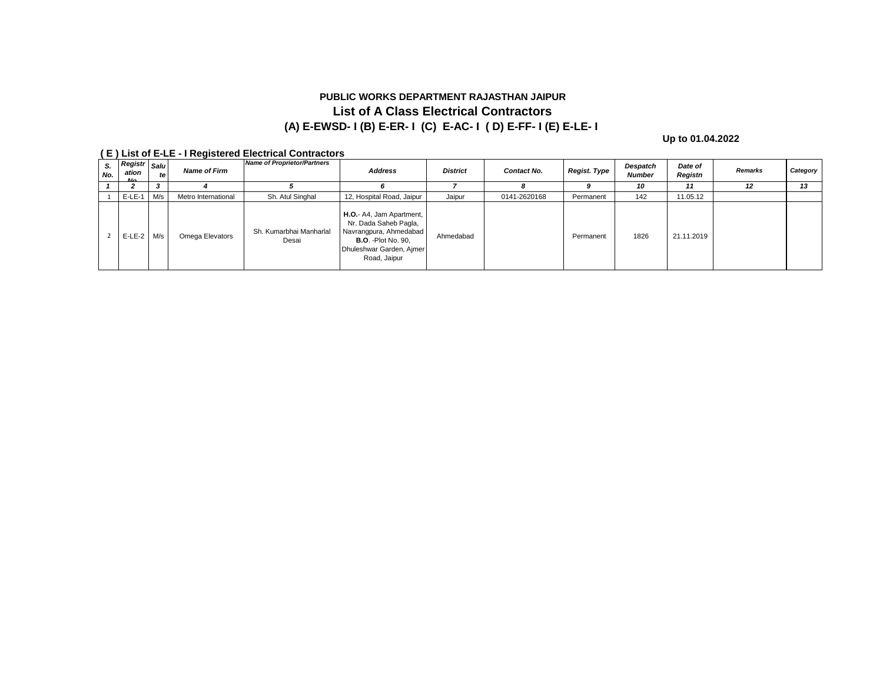# PUBLIC WORKS DEPARTMENT RAJASTHAN JAIPUR

## List of A Class Electrical Contractors

### (A) E-EWSD- I (B) E-ER- I (C) E-AC- I ( D) E-FF- I (E) E-LE- I

**Up to 01.04.2022**

**( E ) List of E-LE - I Registered Electrical Contractors**

| *S. No.* | *Registration No.* | *Salute* | *Name of Firm* | *Name of Proprietor/Partners* | *Address* | *District* | *Contact No.* | *Regist. Type* | *Despatch Number* | *Date of Registn* | *Remarks* | *Category* |
|---|---|---|---|---|---|---|---|---|---|---|---|---|
| *1* | *2* | *3* | *4* | *5* | *6* | *7* | *8* | *9* | *10* | *11* | *12* | *13* |
| 1 | E-LE-1 | M/s | Metro International | Sh. Atul Singhal | 12, Hospital Road, Jaipur | Jaipur | 0141-2620168 | Permanent | 142 | 11.05.12 | | |
| 2 | E-LE-2 | M/s | Omega Elevators | Sh. Kumarbhai Manharlal Desai | **H.O.**- A4, Jam Apartment, Nr. Dada Saheb Pagla, Navrangpura, Ahmedabad **B.O**. -Plot No. 90, Dhuleshwar Garden, Ajmer Road, Jaipur | Ahmedabad | | Permanent | 1826 | 21.11.2019 | | |